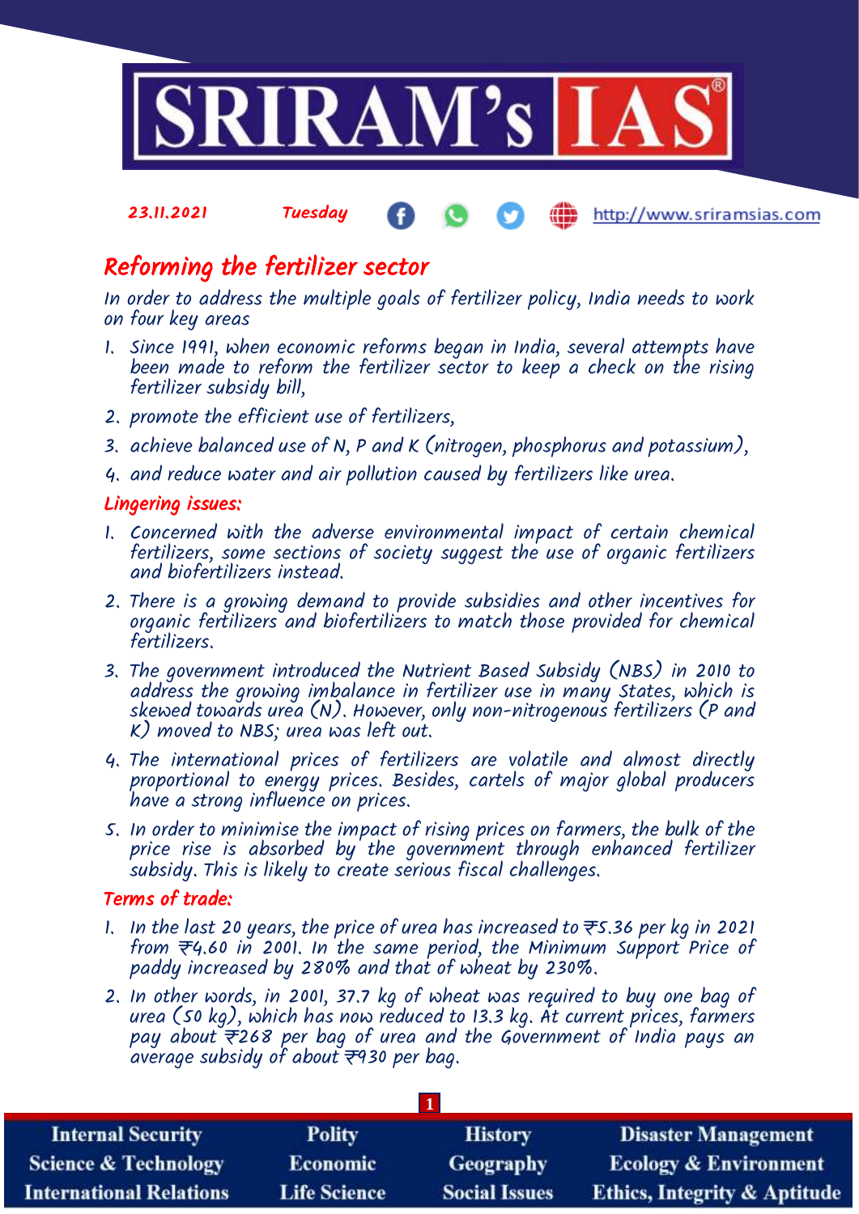23.11.2021 Tuesday http://www.sriramsias.com

## Reforming the fertilizer sector

*In order to address the multiple goals of fertilizer policy, India needs to work on four key areas*

1. Since 1991, when economic reforms began in India, several attempts have been made to reform the fertilizer sector to keep a check on the rising fertilizer subsidy bill,
2. promote the efficient use of fertilizers,
3. achieve balanced use of N, P and K (nitrogen, phosphorus and potassium),
4. and reduce water and air pollution caused by fertilizers like urea.

### Lingering issues:

1. Concerned with the adverse environmental impact of certain chemical fertilizers, some sections of society suggest the use of organic fertilizers and biofertilizers instead.
2. There is a growing demand to provide subsidies and other incentives for organic fertilizers and biofertilizers to match those provided for chemical fertilizers.
3. The government introduced the Nutrient Based Subsidy (NBS) in 2010 to address the growing imbalance in fertilizer use in many States, which is skewed towards urea (N). However, only non-nitrogenous fertilizers (P and K) moved to NBS; urea was left out.
4. The international prices of fertilizers are volatile and almost directly proportional to energy prices. Besides, cartels of major global producers have a strong influence on prices.
5. In order to minimise the impact of rising prices on farmers, the bulk of the price rise is absorbed by the government through enhanced fertilizer subsidy. This is likely to create serious fiscal challenges.

### Terms of trade:

1. In the last 20 years, the price of urea has increased to ₹5.36 per kg in 2021 from ₹4.60 in 2001. In the same period, the Minimum Support Price of paddy increased by 280% and that of wheat by 230%.
2. In other words, in 2001, 37.7 kg of wheat was required to buy one bag of urea (50 kg), which has now reduced to 13.3 kg. At current prices, farmers pay about ₹268 per bag of urea and the Government of India pays an average subsidy of about ₹930 per bag.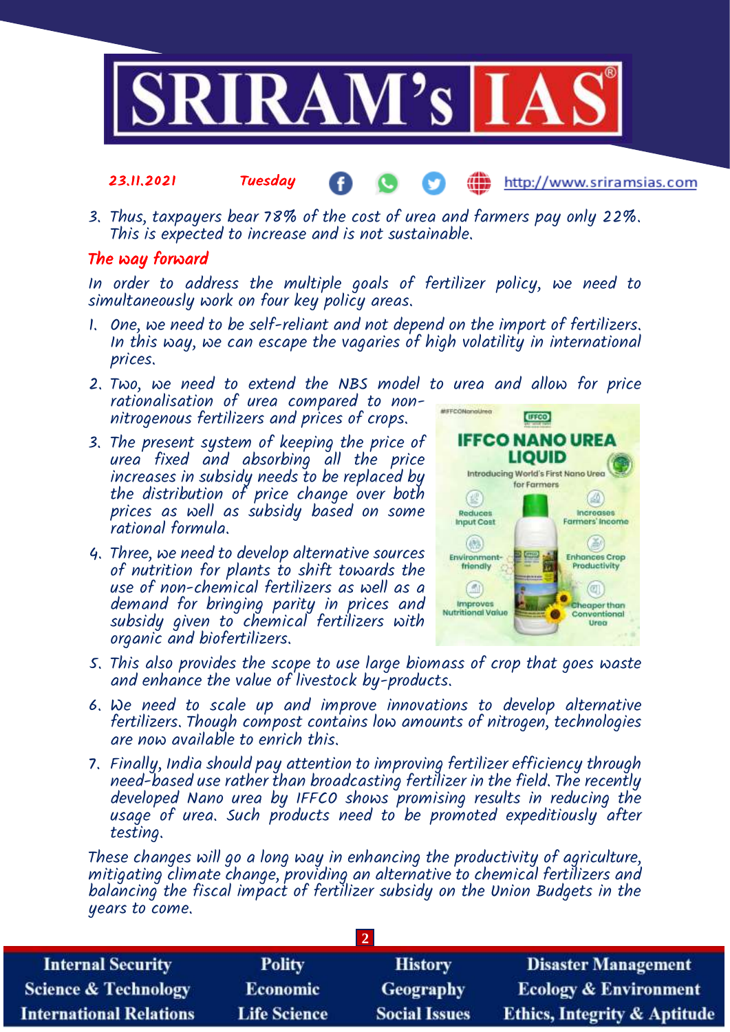3. Thus, taxpayers bear 78% of the cost of urea and farmers pay only 22%. This is expected to increase and is not sustainable.

## The way forward

In order to address the multiple goals of fertilizer policy, we need to simultaneously work on four key policy areas.

1. One, we need to be self-reliant and not depend on the import of fertilizers. In this way, we can escape the vagaries of high volatility in international prices.
2. Two, we need to extend the NBS model to urea and allow for price rationalisation of urea compared to non-nitrogenous fertilizers and prices of crops.
3. The present system of keeping the price of urea fixed and absorbing all the price increases in subsidy needs to be replaced by the distribution of price change over both prices as well as subsidy based on some rational formula.
4. Three, we need to develop alternative sources of nutrition for plants to shift towards the use of non-chemical fertilizers as well as a demand for bringing parity in prices and subsidy given to chemical fertilizers with organic and biofertilizers.
5. This also provides the scope to use large biomass of crop that goes waste and enhance the value of livestock by-products.
6. We need to scale up and improve innovations to develop alternative fertilizers. Though compost contains low amounts of nitrogen, technologies are now available to enrich this.
7. Finally, India should pay attention to improving fertilizer efficiency through need-based use rather than broadcasting fertilizer in the field. The recently developed Nano urea by IFFCO shows promising results in reducing the usage of urea. Such products need to be promoted expeditiously after testing.

These changes will go a long way in enhancing the productivity of agriculture, mitigating climate change, providing an alternative to chemical fertilizers and balancing the fiscal impact of fertilizer subsidy on the Union Budgets in the years to come.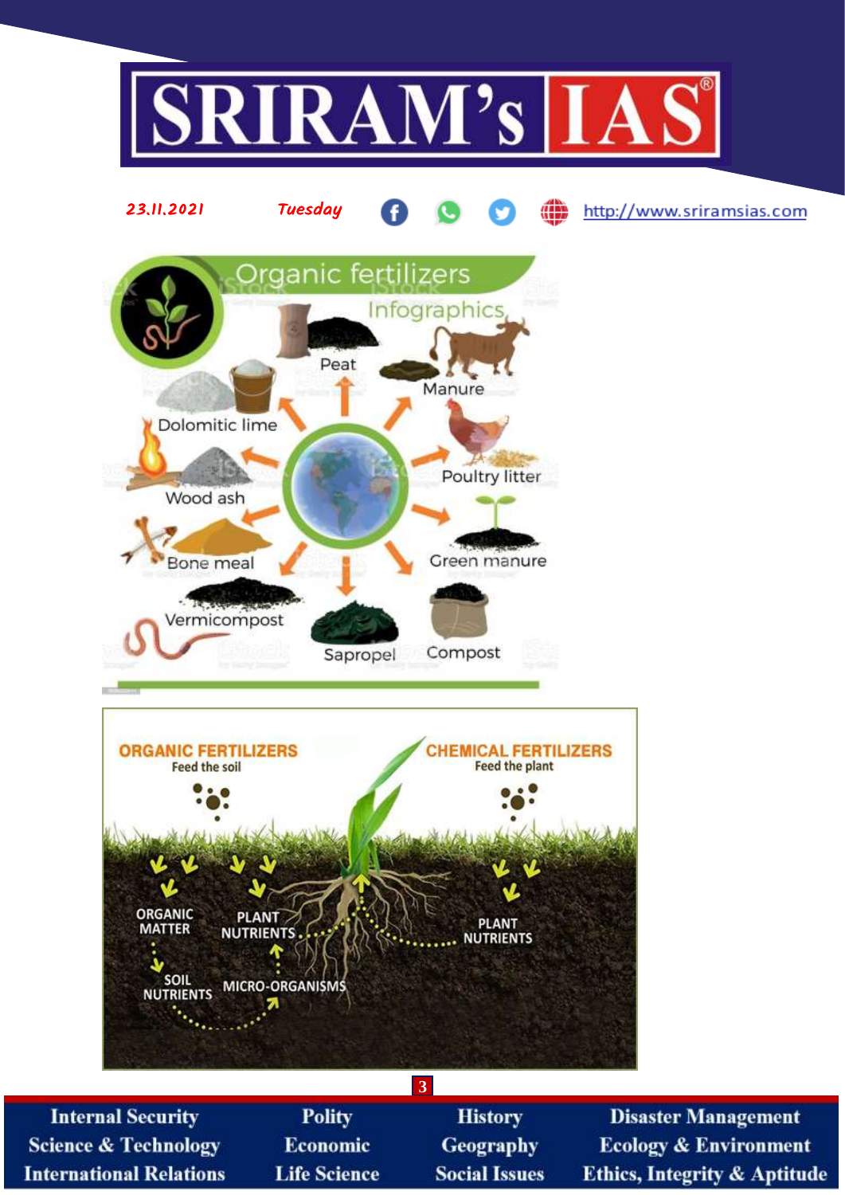# Organic fertilizers

Infographics

- Peat
- Manure
- Poultry litter
- Green manure
- Compost
- Sapropel
- Vermicompost
- Bone meal
- Wood ash
- Dolomitic lime

**ORGANIC FERTILIZERS**
Feed the soil

ORGANIC MATTER → SOIL NUTRIENTS → MICRO-ORGANISMS → PLANT NUTRIENTS

**CHEMICAL FERTILIZERS**
Feed the plant

PLANT NUTRIENTS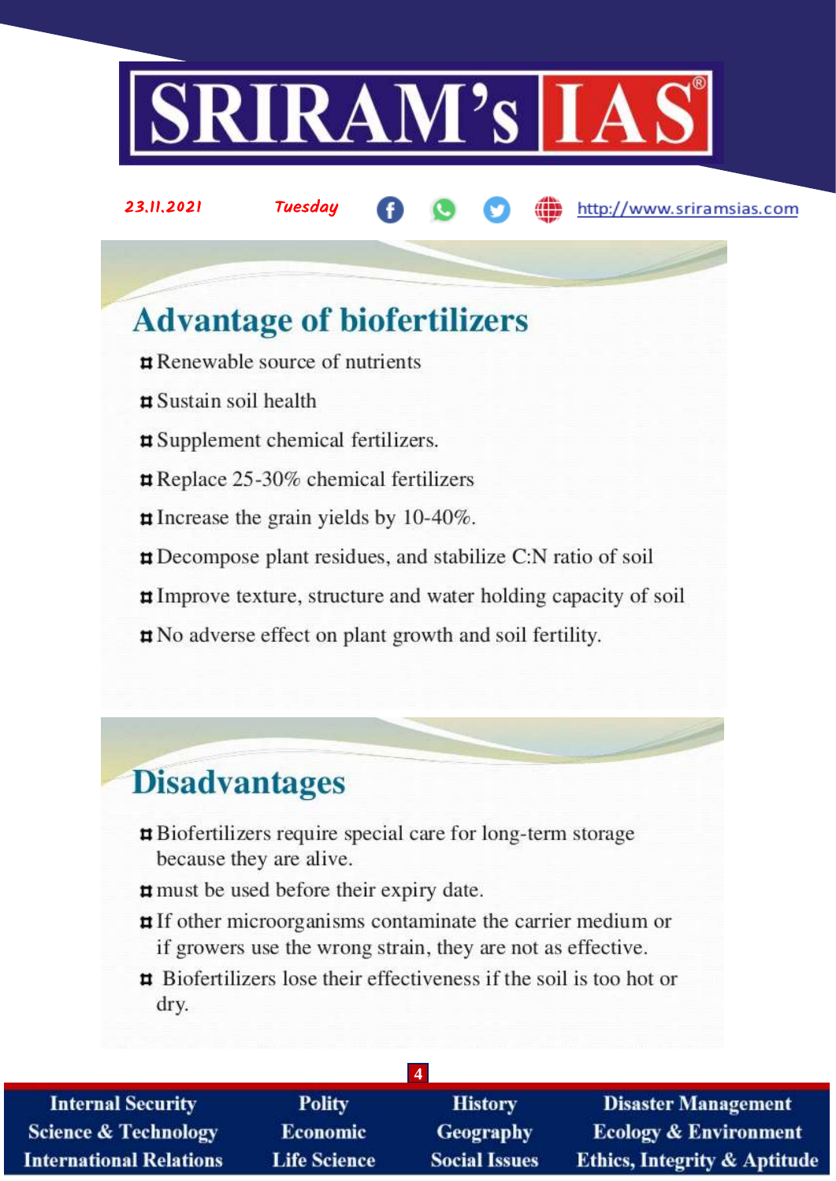## Advantage of biofertilizers

- Renewable source of nutrients
- Sustain soil health
- Supplement chemical fertilizers.
- Replace 25-30% chemical fertilizers
- Increase the grain yields by 10-40%.
- Decompose plant residues, and stabilize C:N ratio of soil
- Improve texture, structure and water holding capacity of soil
- No adverse effect on plant growth and soil fertility.

## Disadvantages

- Biofertilizers require special care for long-term storage because they are alive.
- must be used before their expiry date.
- If other microorganisms contaminate the carrier medium or if growers use the wrong strain, they are not as effective.
- Biofertilizers lose their effectiveness if the soil is too hot or dry.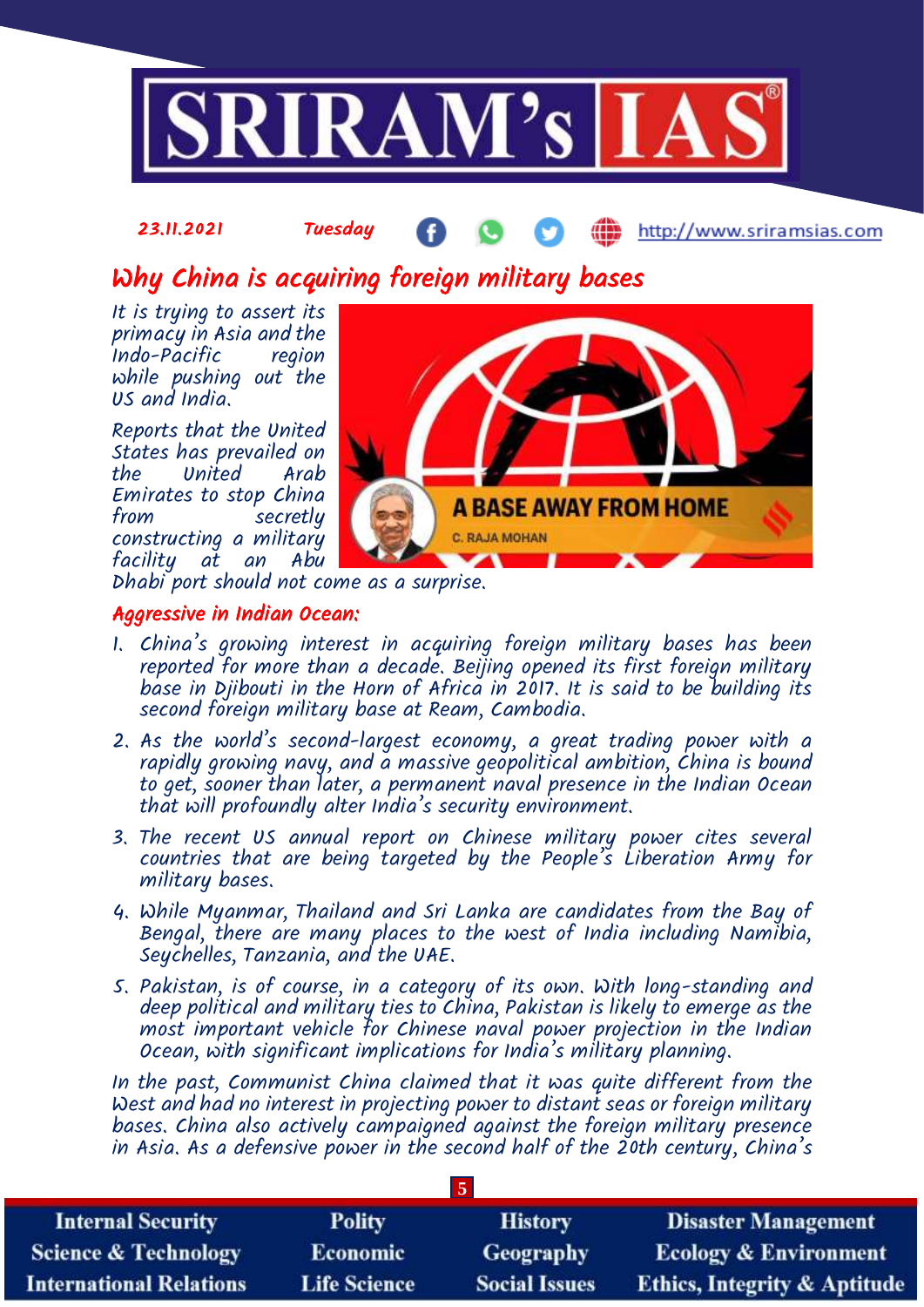23.11.2021 Tuesday http://www.sriramsias.com

# Why China is acquiring foreign military bases

*It is trying to assert its primacy in Asia and the Indo-Pacific region while pushing out the US and India.*

*Reports that the United States has prevailed on the United Arab Emirates to stop China from secretly constructing a military facility at an Abu Dhabi port should not come as a surprise.*

## Aggressive in Indian Ocean:

1. China's growing interest in acquiring foreign military bases has been reported for more than a decade. Beijing opened its first foreign military base in Djibouti in the Horn of Africa in 2017. It is said to be building its second foreign military base at Ream, Cambodia.
2. As the world's second-largest economy, a great trading power with a rapidly growing navy, and a massive geopolitical ambition, China is bound to get, sooner than later, a permanent naval presence in the Indian Ocean that will profoundly alter India's security environment.
3. The recent US annual report on Chinese military power cites several countries that are being targeted by the People's Liberation Army for military bases.
4. While Myanmar, Thailand and Sri Lanka are candidates from the Bay of Bengal, there are many places to the west of India including Namibia, Seychelles, Tanzania, and the UAE.
5. Pakistan, is of course, in a category of its own. With long-standing and deep political and military ties to China, Pakistan is likely to emerge as the most important vehicle for Chinese naval power projection in the Indian Ocean, with significant implications for India's military planning.

In the past, Communist China claimed that it was quite different from the West and had no interest in projecting power to distant seas or foreign military bases. China also actively campaigned against the foreign military presence in Asia. As a defensive power in the second half of the 20th century, China's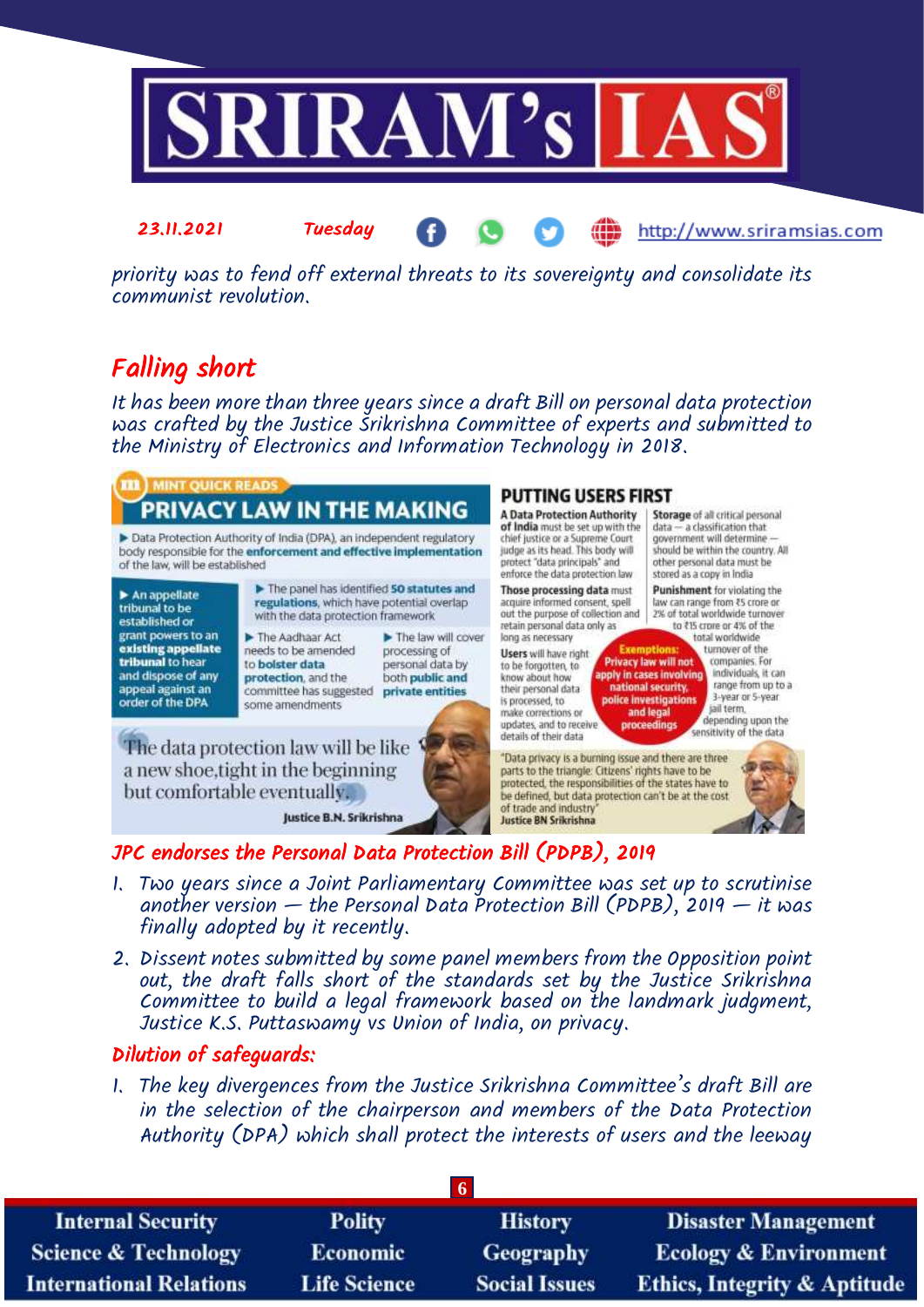priority was to fend off external threats to its sovereignty and consolidate its communist revolution.

## Falling short

*It has been more than three years since a draft Bill on personal data protection was crafted by the Justice Srikrishna Committee of experts and submitted to the Ministry of Electronics and Information Technology in 2018.*

**MINT QUICK READS**

### PRIVACY LAW IN THE MAKING

- Data Protection Authority of India (DPA), an independent regulatory body responsible for the **enforcement and effective implementation** of the law, will be established
- An appellate tribunal to be established or grant powers to an **existing appellate tribunal** to hear and dispose of any appeal against an order of the DPA
- The panel has identified **50 statutes and regulations**, which have potential overlap with the data protection framework
- The Aadhaar Act needs to be amended to **bolster data protection**, and the committee has suggested some amendments
- The law will cover processing of personal data by both **public and private entities**

"The data protection law will be like a new shoe,tight in the beginning but comfortable eventually." — Justice B.N. Srikrishna

### PUTTING USERS FIRST

**A Data Protection Authority of India** must be set up with the chief justice or a Supreme Court judge as its head. This body will protect "data principals" and enforce the data protection law

**Those processing data** must acquire informed consent, spell out the purpose of collection and retain personal data only as long as necessary

**Users** will have right to be forgotten, to know about how their personal data is processed, to make corrections or updates, and to receive details of their data

**Storage** of all critical personal data — a classification that government will determine — should be within the country. All other personal data must be stored as a copy in India

**Punishment** for violating the law can range from ₹5 crore or 2% of total worldwide turnover to ₹15 crore or 4% of the total worldwide turnover of the companies. For individuals, it can range from up to a 3-year or 5-year jail term, depending upon the sensitivity of the data

**Exemptions:** Privacy law will not apply in cases involving national security, police investigations and legal proceedings

"Data privacy is a burning issue and there are three parts to the triangle: Citizens' rights have to be protected, the responsibilities of the states have to be defined, but data protection can't be at the cost of trade and industry" — Justice BN Srikrishna

### JPC endorses the Personal Data Protection Bill (PDPB), 2019

1. Two years since a Joint Parliamentary Committee was set up to scrutinise another version — the Personal Data Protection Bill (PDPB), 2019 — it was finally adopted by it recently.
2. Dissent notes submitted by some panel members from the Opposition point out, the draft falls short of the standards set by the Justice Srikrishna Committee to build a legal framework based on the landmark judgment, Justice K.S. Puttaswamy vs Union of India, on privacy.

### Dilution of safeguards:

1. The key divergences from the Justice Srikrishna Committee's draft Bill are in the selection of the chairperson and members of the Data Protection Authority (DPA) which shall protect the interests of users and the leeway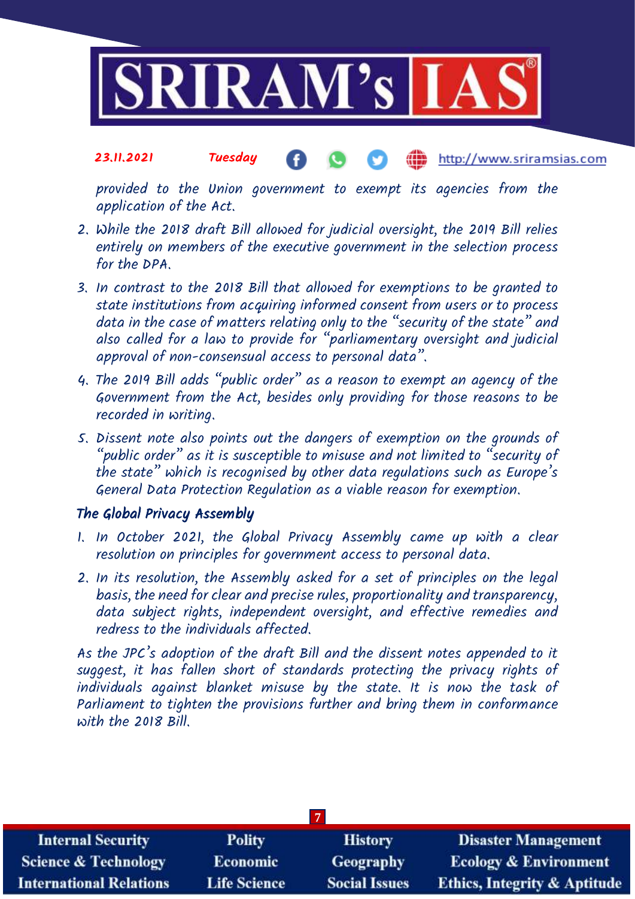provided to the Union government to exempt its agencies from the application of the Act.

2. While the 2018 draft Bill allowed for judicial oversight, the 2019 Bill relies entirely on members of the executive government in the selection process for the DPA.
3. In contrast to the 2018 Bill that allowed for exemptions to be granted to state institutions from acquiring informed consent from users or to process data in the case of matters relating only to the "security of the state" and also called for a law to provide for "parliamentary oversight and judicial approval of non-consensual access to personal data".
4. The 2019 Bill adds "public order" as a reason to exempt an agency of the Government from the Act, besides only providing for those reasons to be recorded in writing.
5. Dissent note also points out the dangers of exemption on the grounds of "public order" as it is susceptible to misuse and not limited to "security of the state" which is recognised by other data regulations such as Europe's General Data Protection Regulation as a viable reason for exemption.

### The Global Privacy Assembly

1. In October 2021, the Global Privacy Assembly came up with a clear resolution on principles for government access to personal data.
2. In its resolution, the Assembly asked for a set of principles on the legal basis, the need for clear and precise rules, proportionality and transparency, data subject rights, independent oversight, and effective remedies and redress to the individuals affected.

As the JPC's adoption of the draft Bill and the dissent notes appended to it suggest, it has fallen short of standards protecting the privacy rights of individuals against blanket misuse by the state. It is now the task of Parliament to tighten the provisions further and bring them in conformance with the 2018 Bill.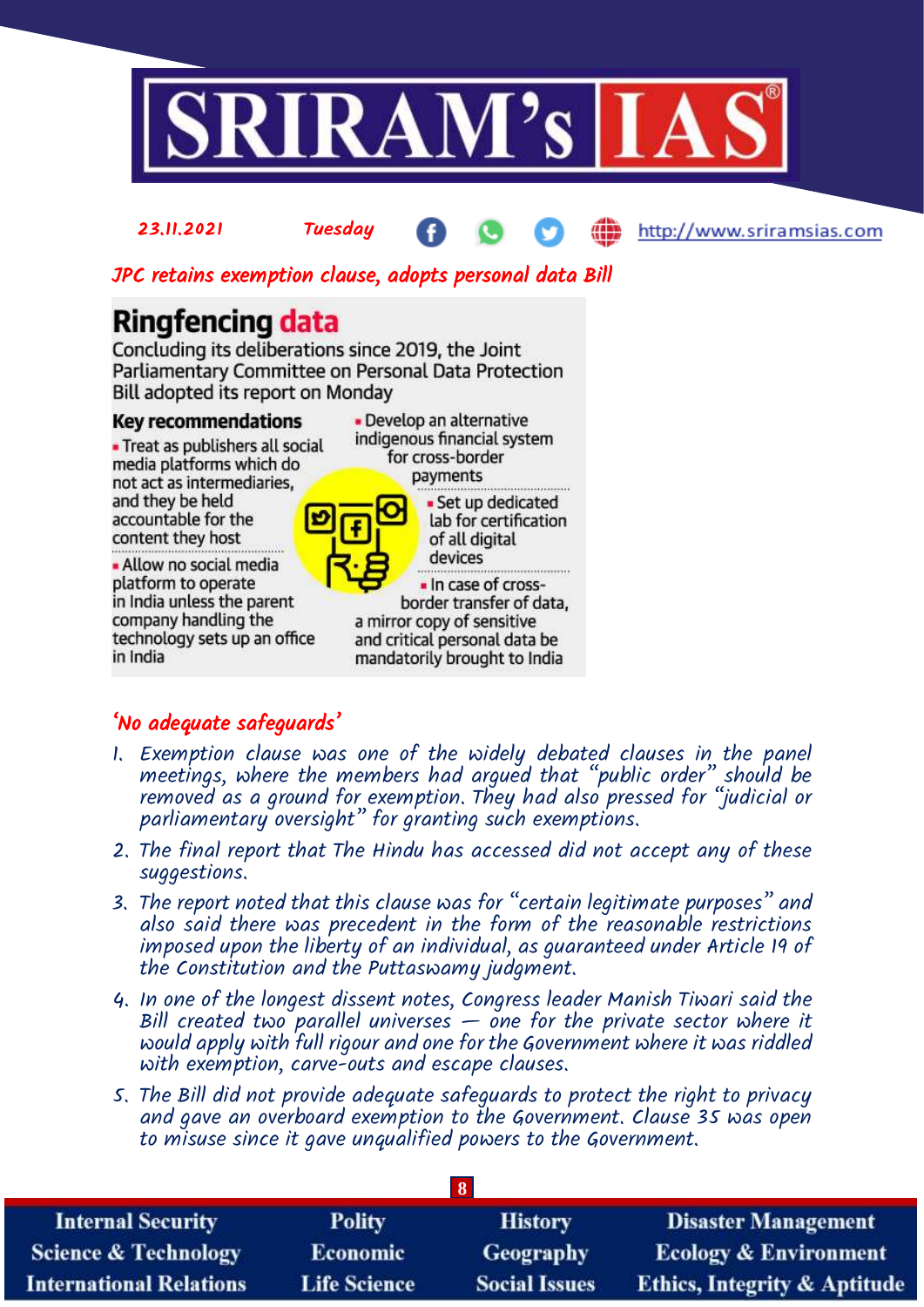23.11.2021 Tuesday http://www.sriramsias.com

## JPC retains exemption clause, adopts personal data Bill

### Ringfencing data

Concluding its deliberations since 2019, the Joint Parliamentary Committee on Personal Data Protection Bill adopted its report on Monday

**Key recommendations**

- Treat as publishers all social media platforms which do not act as intermediaries, and they be held accountable for the content they host
- Allow no social media platform to operate in India unless the parent company handling the technology sets up an office in India
- Develop an alternative indigenous financial system for cross-border payments
- Set up dedicated lab for certification of all digital devices
- In case of cross-border transfer of data, a mirror copy of sensitive and critical personal data be mandatorily brought to India

### 'No adequate safeguards'

1. Exemption clause was one of the widely debated clauses in the panel meetings, where the members had argued that "public order" should be removed as a ground for exemption. They had also pressed for "judicial or parliamentary oversight" for granting such exemptions.
2. The final report that The Hindu has accessed did not accept any of these suggestions.
3. The report noted that this clause was for "certain legitimate purposes" and also said there was precedent in the form of the reasonable restrictions imposed upon the liberty of an individual, as guaranteed under Article 19 of the Constitution and the Puttaswamy judgment.
4. In one of the longest dissent notes, Congress leader Manish Tiwari said the Bill created two parallel universes — one for the private sector where it would apply with full rigour and one for the Government where it was riddled with exemption, carve-outs and escape clauses.
5. The Bill did not provide adequate safeguards to protect the right to privacy and gave an overboard exemption to the Government. Clause 35 was open to misuse since it gave unqualified powers to the Government.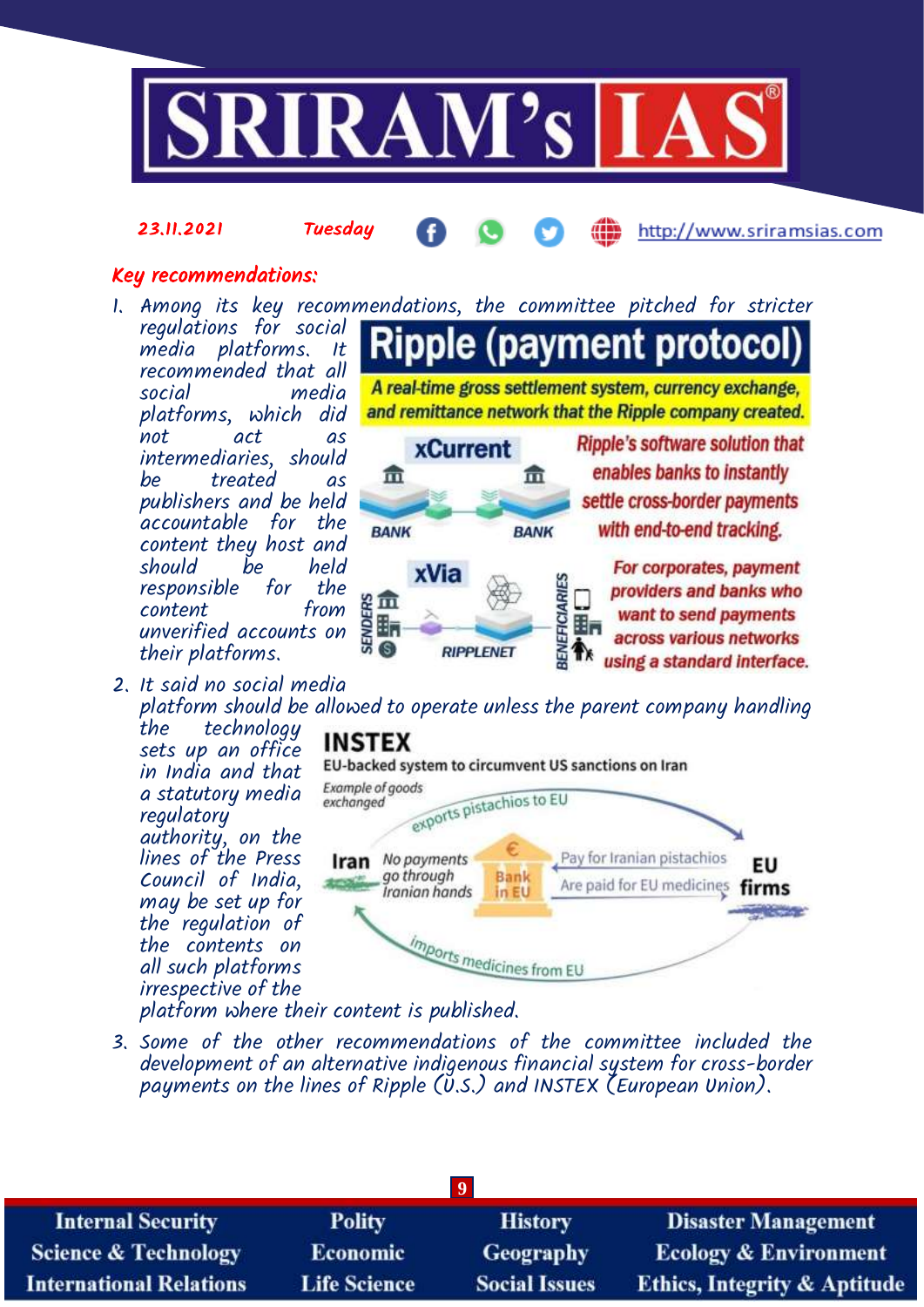## Key recommendations:

1. Among its key recommendations, the committee pitched for stricter regulations for social media platforms. It recommended that all social media platforms, which did not act as intermediaries, should be treated as publishers and be held accountable for the content they host and should be held responsible for the content from unverified accounts on their platforms.

**Ripple (payment protocol)**

A real-time gross settlement system, currency exchange, and remittance network that the Ripple company created.

xCurrent

BANK

BANK

Ripple's software solution that enables banks to instantly settle cross-border payments with end-to-end tracking.

xVia

SENDERS

RIPPLENET

BENEFICIARIES

For corporates, payment providers and banks who want to send payments across various networks using a standard interface.

2. It said no social media platform should be allowed to operate unless the parent company handling the technology sets up an office in India and that a statutory media regulatory authority, on the lines of the Press Council of India, may be set up for the regulation of the contents on all such platforms irrespective of the platform where their content is published.

**INSTEX**

EU-backed system to circumvent US sanctions on Iran

Example of goods exchanged

exports pistachios to EU

Iran

No payments go through Iranian hands

€

Bank in EU

Pay for Iranian pistachios

Are paid for EU medicines

EU firms

imports medicines from EU

3. Some of the other recommendations of the committee included the development of an alternative indigenous financial system for cross-border payments on the lines of Ripple (U.S.) and INSTEX (European Union).